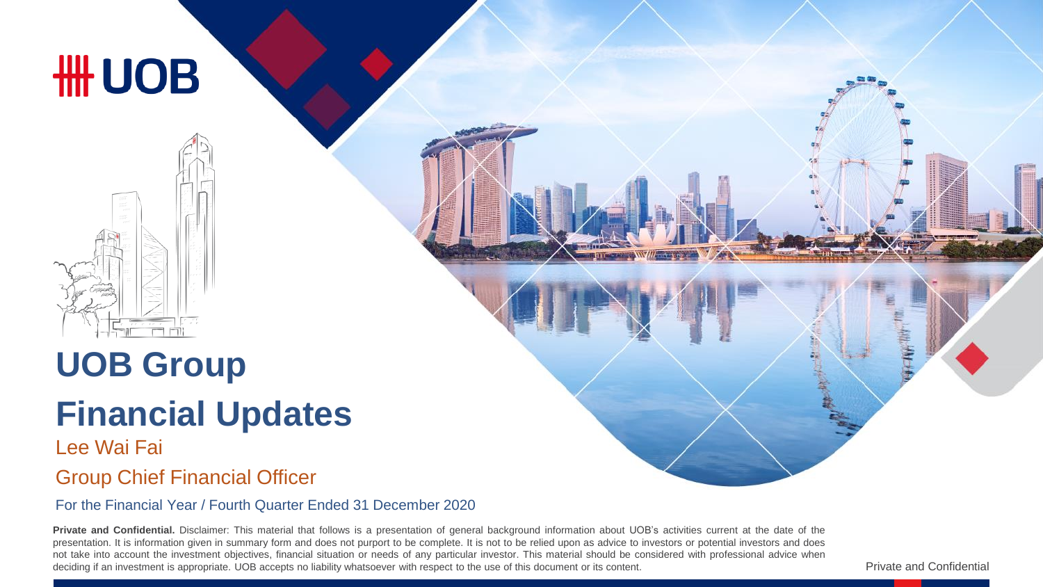UOB

# UOB Group

# Financial Updates

Lee Wai Fai

Group Chief Financial Officer

For the Financial Year / Fourth Quarter Ended 31 December 2020

**Private and Confidential.** Disclaimer: This material that follows is a presentation of general background information about UOB's activities current at the date of the presentation. It is information given in summary form and does not purport to be complete. It is not to be relied upon as advice to investors or potential investors and does not take into account the investment objectives, financial situation or needs of any particular investor. This material should be considered with professional advice when deciding if an investment is appropriate. UOB accepts no liability whatsoever with respect to the use of this document or its content.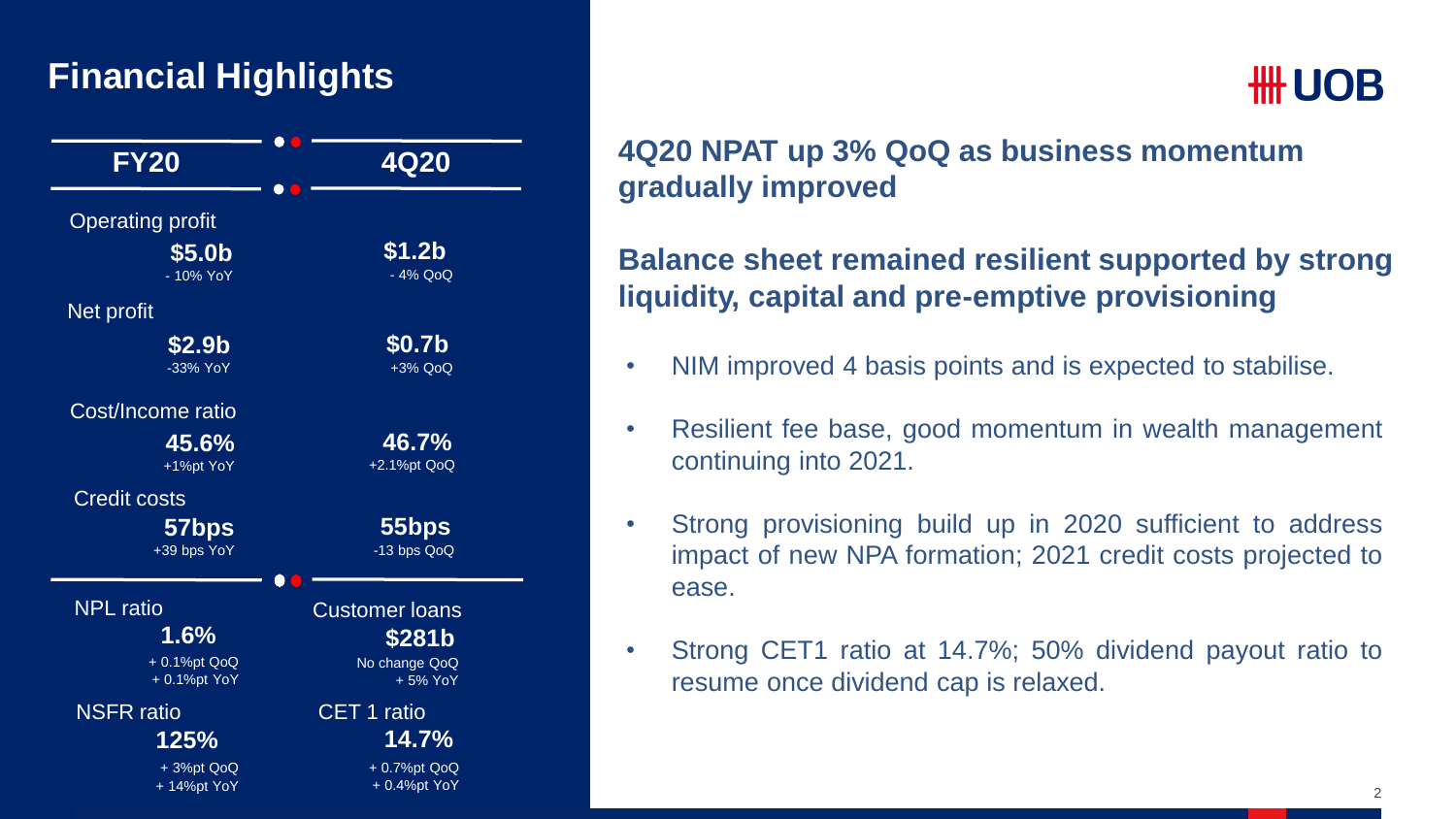# Financial Highlights

UOB

| | FY20 | 4Q20 |
|---|---|---|
| Operating profit | $5.0b<br>- 10% YoY | $1.2b<br>- 4% QoQ |
| Net profit | $2.9b<br>-33% YoY | $0.7b<br>+3% QoQ |
| Cost/Income ratio | 45.6%<br>+1%pt YoY | 46.7%<br>+2.1%pt QoQ |
| Credit costs | 57bps<br>+39 bps YoY | 55bps<br>-13 bps QoQ |

| NPL ratio | Customer loans |
|---|---|
| 1.6%<br>+ 0.1%pt QoQ<br>+ 0.1%pt YoY | $281b<br>No change QoQ<br>+ 5% YoY |

| NSFR ratio | CET 1 ratio |
|---|---|
| 125%<br>+ 3%pt QoQ<br>+ 14%pt YoY | 14.7%<br>+ 0.7%pt QoQ<br>+ 0.4%pt YoY |

## 4Q20 NPAT up 3% QoQ as business momentum gradually improved

## Balance sheet remained resilient supported by strong liquidity, capital and pre-emptive provisioning

- NIM improved 4 basis points and is expected to stabilise.
- Resilient fee base, good momentum in wealth management continuing into 2021.
- Strong provisioning build up in 2020 sufficient to address impact of new NPA formation; 2021 credit costs projected to ease.
- Strong CET1 ratio at 14.7%; 50% dividend payout ratio to resume once dividend cap is relaxed.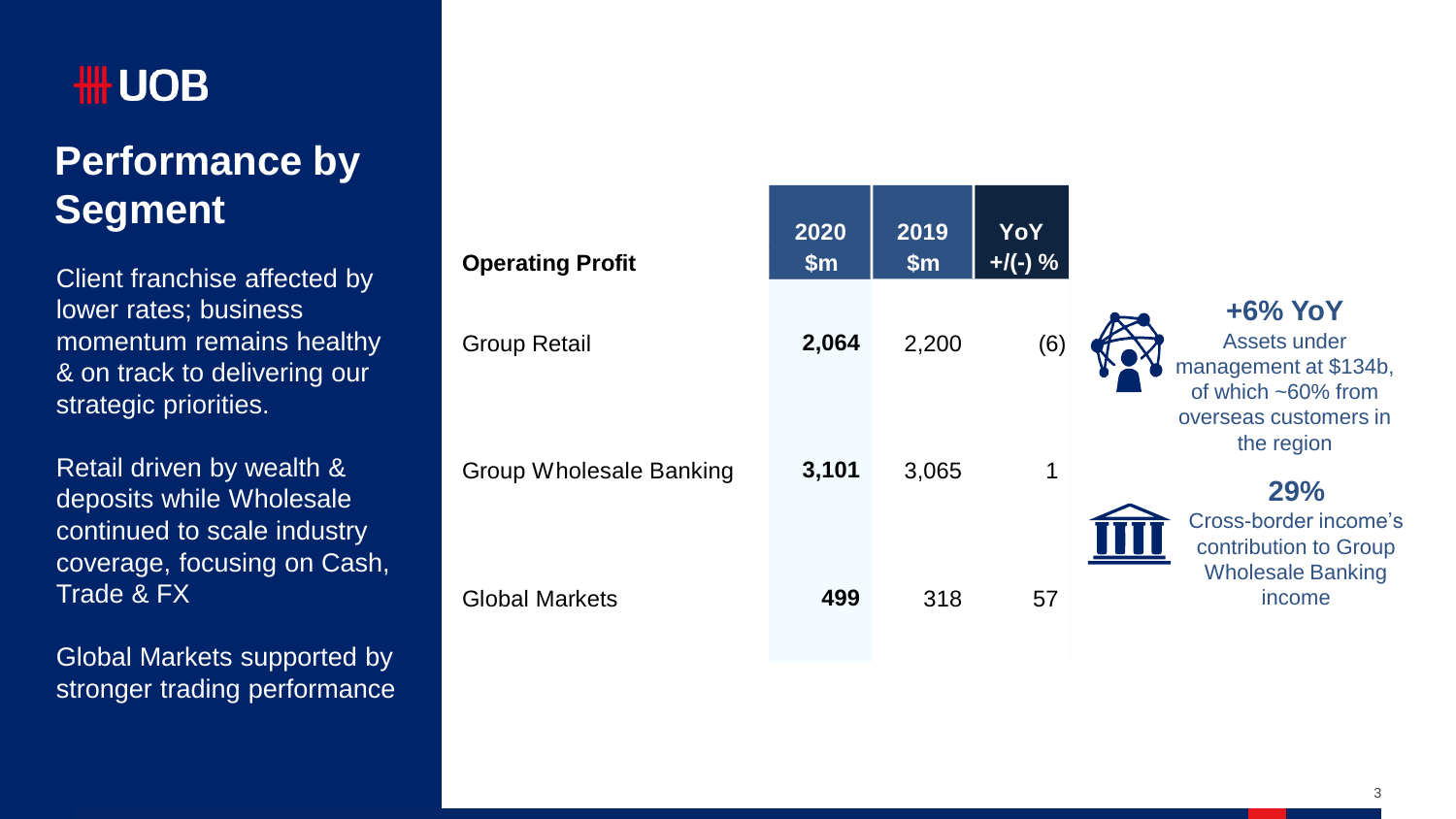# Performance by Segment

Client franchise affected by lower rates; business momentum remains healthy & on track to delivering our strategic priorities.

Retail driven by wealth & deposits while Wholesale continued to scale industry coverage, focusing on Cash, Trade & FX

Global Markets supported by stronger trading performance

| Operating Profit | 2020 $m | 2019 $m | YoY +/(-) % |
|---|---|---|---|
| Group Retail | **2,064** | 2,200 | (6) |
| Group Wholesale Banking | **3,101** | 3,065 | 1 |
| Global Markets | **499** | 318 | 57 |

**+6% YoY**
Assets under management at $134b, of which ~60% from overseas customers in the region

**29%**
Cross-border income's contribution to Group Wholesale Banking income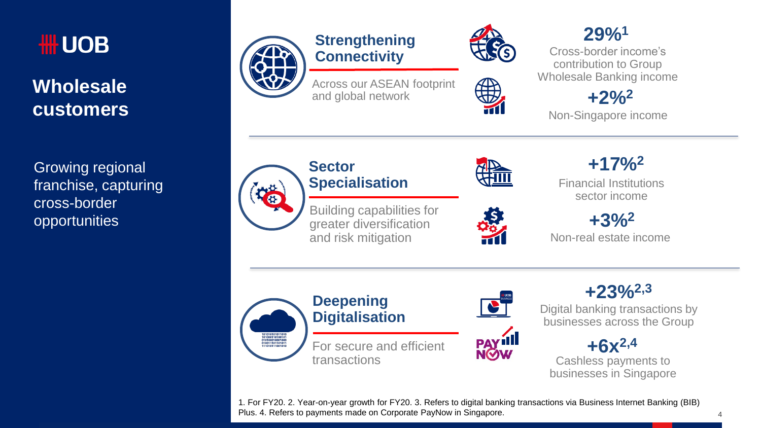UOB

# Wholesale customers

Growing regional franchise, capturing cross-border opportunities

## Strengthening Connectivity

Across our ASEAN footprint and global network

**29%**[1]
Cross-border income's contribution to Group Wholesale Banking income

**+2%**[2]
Non-Singapore income

## Sector Specialisation

Building capabilities for greater diversification and risk mitigation

**+17%**[2]
Financial Institutions sector income

**+3%**[2]
Non-real estate income

## Deepening Digitalisation

For secure and efficient transactions

**+23%**[2,3]
Digital banking transactions by businesses across the Group

**+6x**[2,4]
Cashless payments to businesses in Singapore

1. For FY20. 2. Year-on-year growth for FY20. 3. Refers to digital banking transactions via Business Internet Banking (BIB) Plus. 4. Refers to payments made on Corporate PayNow in Singapore.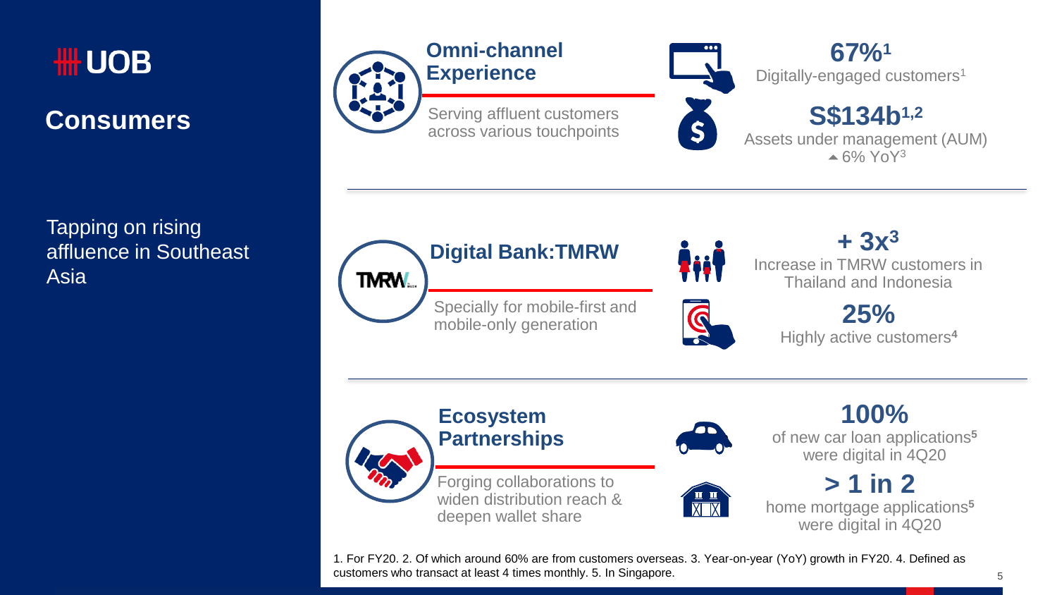# UOB

## Consumers

Tapping on rising affluence in Southeast Asia

### Omni-channel Experience

Serving affluent customers across various touchpoints

**67%**[1]
Digitally-engaged customers[1]

**S$134b**[1,2]
Assets under management (AUM)
▲6% YoY[3]

### Digital Bank:TMRW

Specially for mobile-first and mobile-only generation

**+ 3x**[3]
Increase in TMRW customers in Thailand and Indonesia

**25%**
Highly active customers[4]

### Ecosystem Partnerships

Forging collaborations to widen distribution reach & deepen wallet share

**100%**
of new car loan applications[5] were digital in 4Q20

**> 1 in 2**
home mortgage applications[5] were digital in 4Q20

1. For FY20. 2. Of which around 60% are from customers overseas. 3. Year-on-year (YoY) growth in FY20. 4. Defined as customers who transact at least 4 times monthly. 5. In Singapore.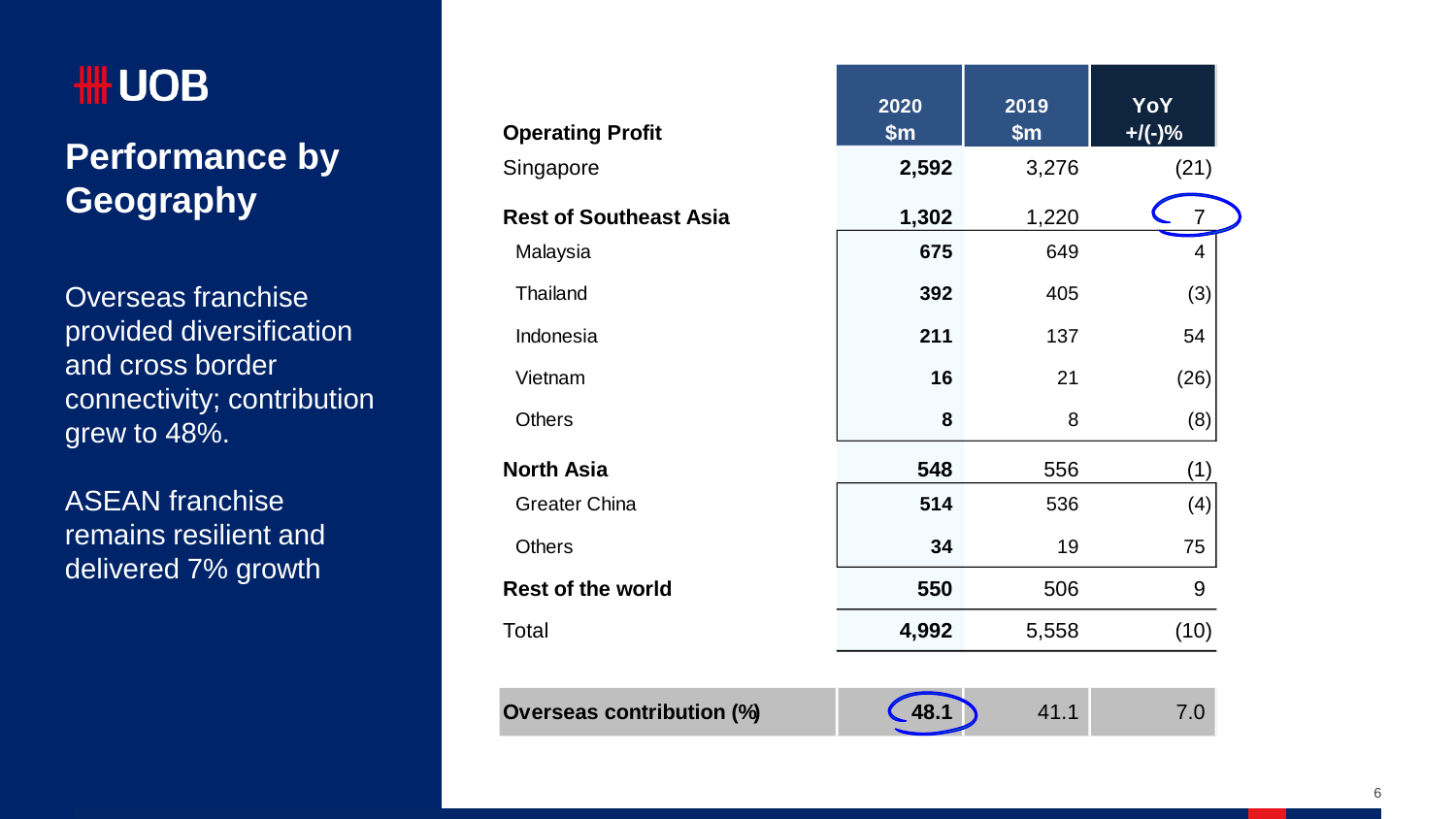# UOB

## Performance by Geography

Overseas franchise provided diversification and cross border connectivity; contribution grew to 48%.

ASEAN franchise remains resilient and delivered 7% growth

| Operating Profit | 2020 $m | 2019 $m | YoY +/(-)% |
|---|---|---|---|
| Singapore | **2,592** | 3,276 | (21) |
| **Rest of Southeast Asia** | **1,302** | 1,220 | 7 |
| Malaysia | **675** | 649 | 4 |
| Thailand | **392** | 405 | (3) |
| Indonesia | **211** | 137 | 54 |
| Vietnam | **16** | 21 | (26) |
| Others | **8** | 8 | (8) |
| **North Asia** | **548** | 556 | (1) |
| Greater China | **514** | 536 | (4) |
| Others | **34** | 19 | 75 |
| **Rest of the world** | **550** | 506 | 9 |
| Total | **4,992** | 5,558 | (10) |
| **Overseas contribution (%)** | **48.1** | 41.1 | 7.0 |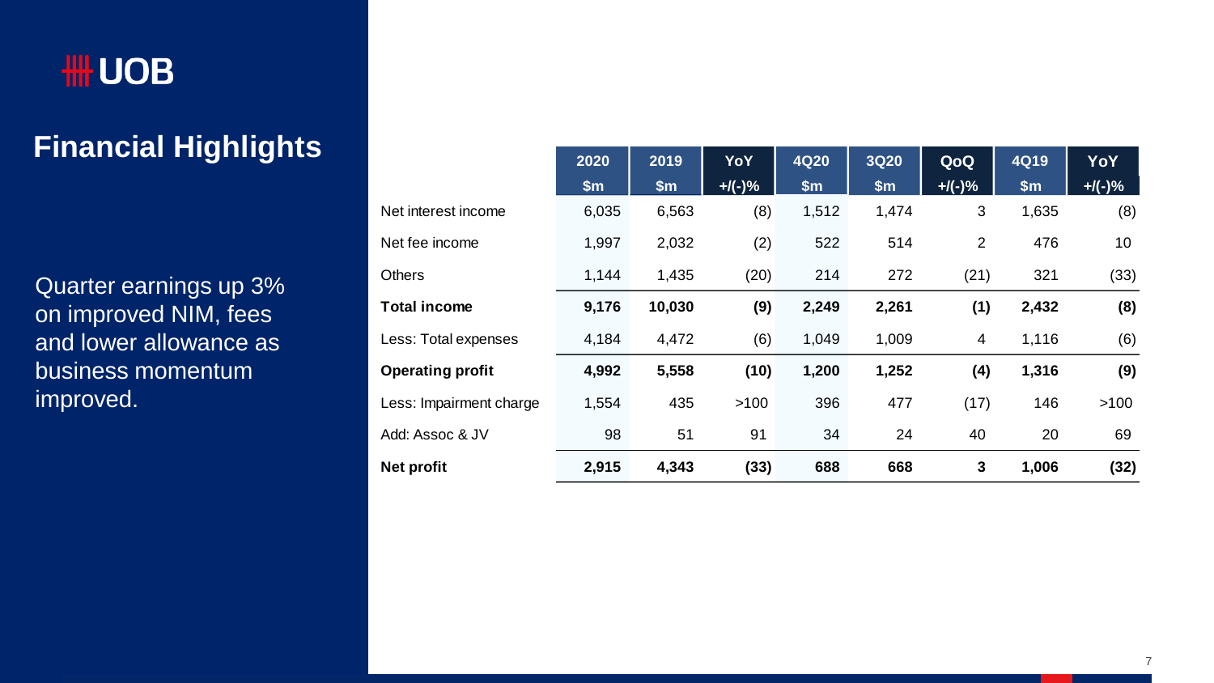# Financial Highlights

Quarter earnings up 3% on improved NIM, fees and lower allowance as business momentum improved.

| | 2020 $m | 2019 $m | YoY +/(-)% | 4Q20 $m | 3Q20 $m | QoQ +/(-)% | 4Q19 $m | YoY +/(-)% |
|---|---|---|---|---|---|---|---|---|
| Net interest income | 6,035 | 6,563 | (8) | 1,512 | 1,474 | 3 | 1,635 | (8) |
| Net fee income | 1,997 | 2,032 | (2) | 522 | 514 | 2 | 476 | 10 |
| Others | 1,144 | 1,435 | (20) | 214 | 272 | (21) | 321 | (33) |
| **Total income** | **9,176** | **10,030** | **(9)** | **2,249** | **2,261** | **(1)** | **2,432** | **(8)** |
| Less: Total expenses | 4,184 | 4,472 | (6) | 1,049 | 1,009 | 4 | 1,116 | (6) |
| **Operating profit** | **4,992** | **5,558** | **(10)** | **1,200** | **1,252** | **(4)** | **1,316** | **(9)** |
| Less: Impairment charge | 1,554 | 435 | >100 | 396 | 477 | (17) | 146 | >100 |
| Add: Assoc & JV | 98 | 51 | 91 | 34 | 24 | 40 | 20 | 69 |
| **Net profit** | **2,915** | **4,343** | **(33)** | **688** | **668** | **3** | **1,006** | **(32)** |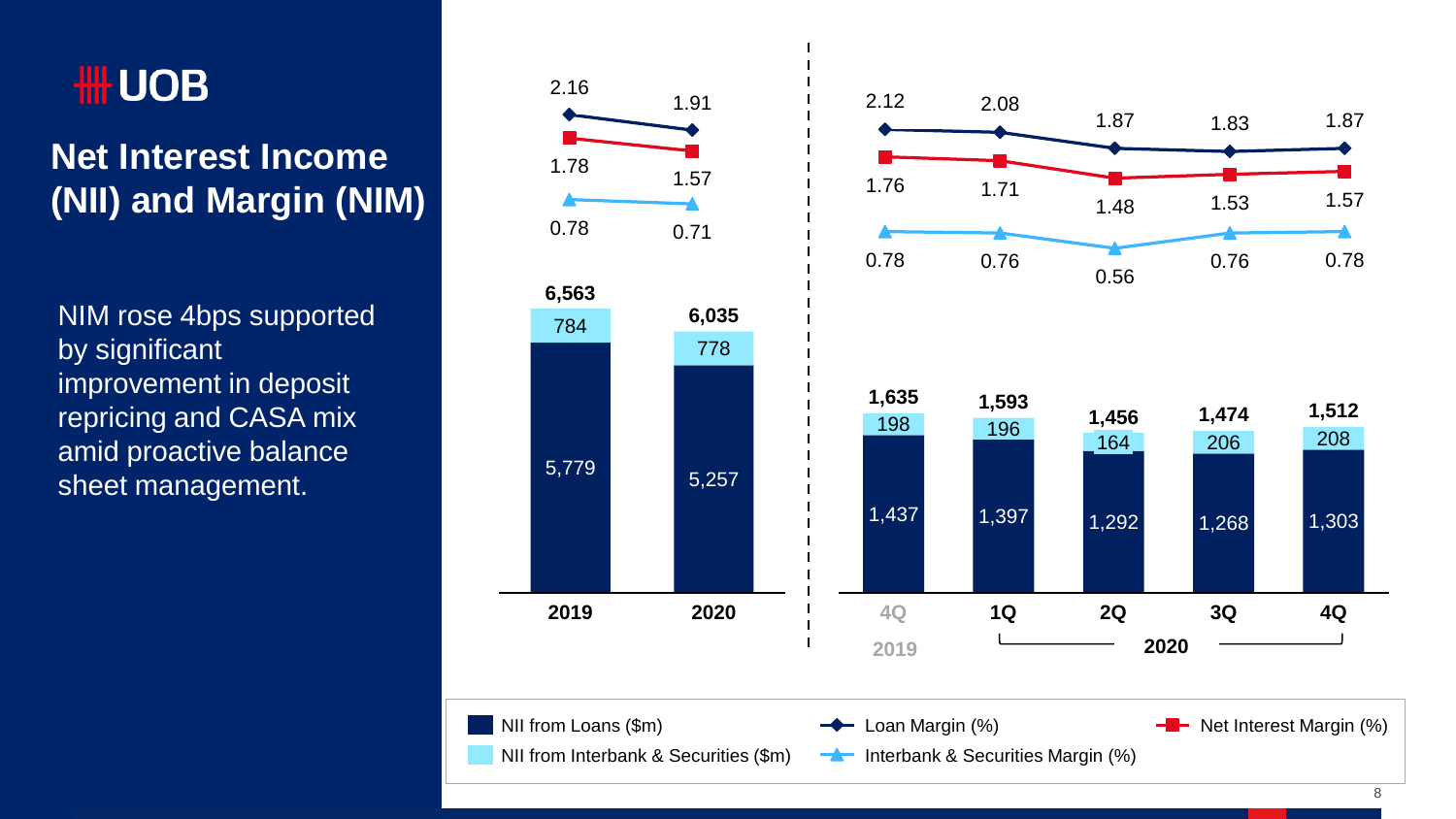# UOB

## Net Interest Income (NII) and Margin (NIM)

NIM rose 4bps supported by significant improvement in deposit repricing and CASA mix amid proactive balance sheet management.

| | 2019 | 2020 |
|---|---|---|
| Loan Margin (%) | 2.16 | 1.91 |
| Net Interest Margin (%) | 1.78 | 1.57 |
| Interbank & Securities Margin (%) | 0.78 | 0.71 |
| NII from Loans ($m) | 5,779 | 5,257 |
| NII from Interbank & Securities ($m) | 784 | 778 |
| Total | 6,563 | 6,035 |

| | 4Q 2019 | 1Q 2020 | 2Q 2020 | 3Q 2020 | 4Q 2020 |
|---|---|---|---|---|---|
| Loan Margin (%) | 2.12 | 2.08 | 1.87 | 1.83 | 1.87 |
| Net Interest Margin (%) | 1.76 | 1.71 | 1.48 | 1.53 | 1.57 |
| Interbank & Securities Margin (%) | 0.78 | 0.76 | 0.56 | 0.76 | 0.78 |
| NII from Loans ($m) | 1,437 | 1,397 | 1,292 | 1,268 | 1,303 |
| NII from Interbank & Securities ($m) | 198 | 196 | 164 | 206 | 208 |
| Total | 1,635 | 1,593 | 1,456 | 1,474 | 1,512 |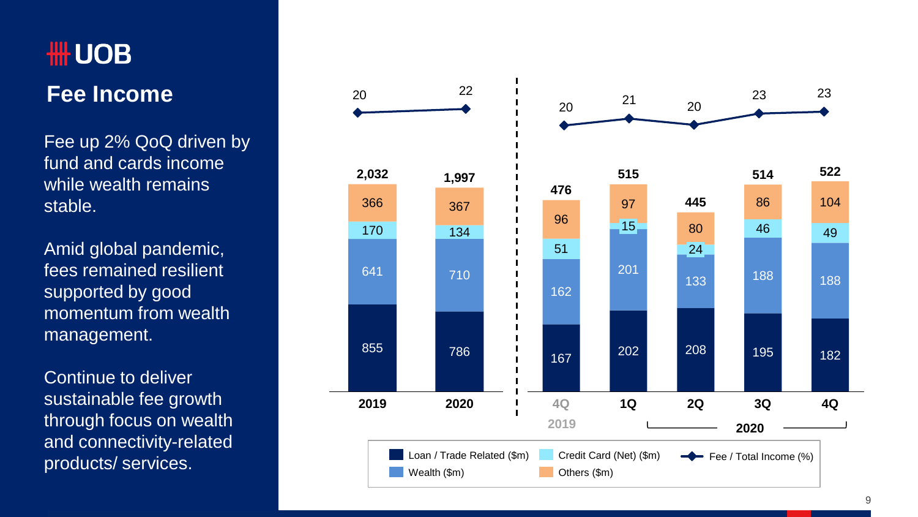# UOB

## Fee Income

Fee up 2% QoQ driven by fund and cards income while wealth remains stable.

Amid global pandemic, fees remained resilient supported by good momentum from wealth management.

Continue to deliver sustainable fee growth through focus on wealth and connectivity-related products/ services.

| | 2019 | 2020 | 4Q 2019 | 1Q 2020 | 2Q 2020 | 3Q 2020 | 4Q 2020 |
|---|---|---|---|---|---|---|---|
| Loan / Trade Related ($m) | 855 | 786 | 167 | 202 | 208 | 195 | 182 |
| Wealth ($m) | 641 | 710 | 162 | 201 | 133 | 188 | 188 |
| Credit Card (Net) ($m) | 170 | 134 | 51 | 15 | 24 | 46 | 49 |
| Others ($m) | 366 | 367 | 96 | 97 | 80 | 86 | 104 |
| **Total** | **2,032** | **1,997** | **476** | **515** | **445** | **514** | **522** |
| Fee / Total Income (%) | 20 | 22 | 20 | 21 | 20 | 23 | 23 |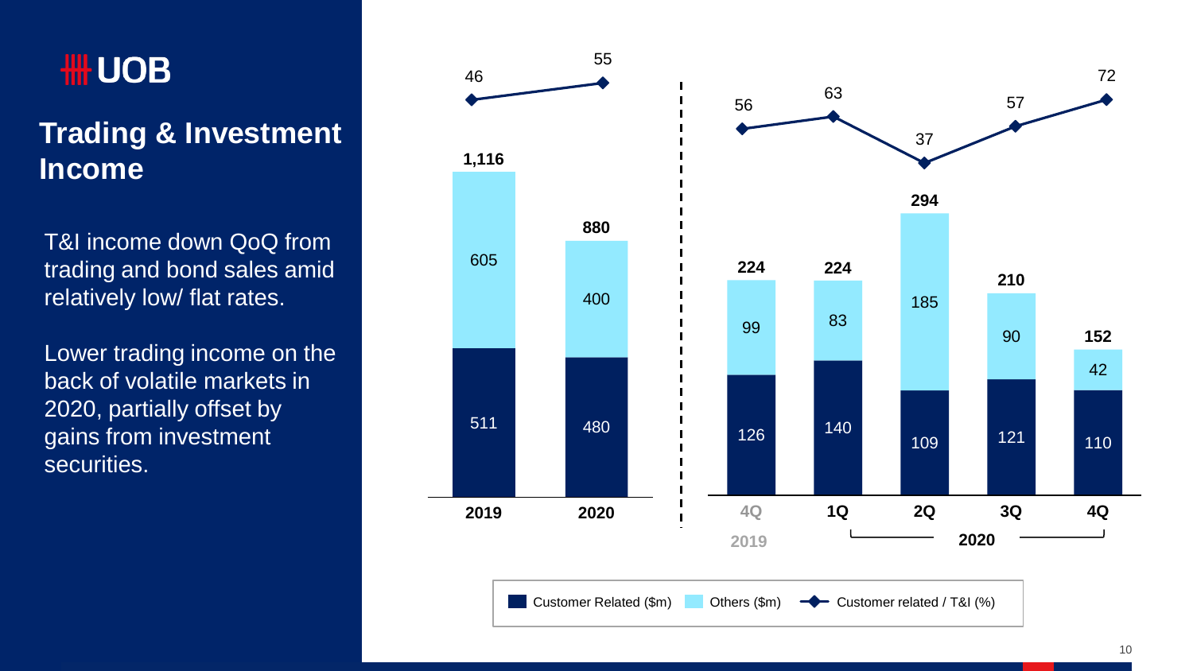# UOB

## Trading & Investment Income

T&I income down QoQ from trading and bond sales amid relatively low/ flat rates.

Lower trading income on the back of volatile markets in 2020, partially offset by gains from investment securities.

| | 2019 | 2020 | 4Q 2019 | 1Q 2020 | 2Q 2020 | 3Q 2020 | 4Q 2020 |
|---|---|---|---|---|---|---|---|
| Customer Related ($m) | 511 | 480 | 126 | 140 | 109 | 121 | 110 |
| Others ($m) | 605 | 400 | 99 | 83 | 185 | 90 | 42 |
| Total ($m) | 1,116 | 880 | 224 | 224 | 294 | 210 | 152 |
| Customer related / T&I (%) | 46 | 55 | 56 | 63 | 37 | 57 | 72 |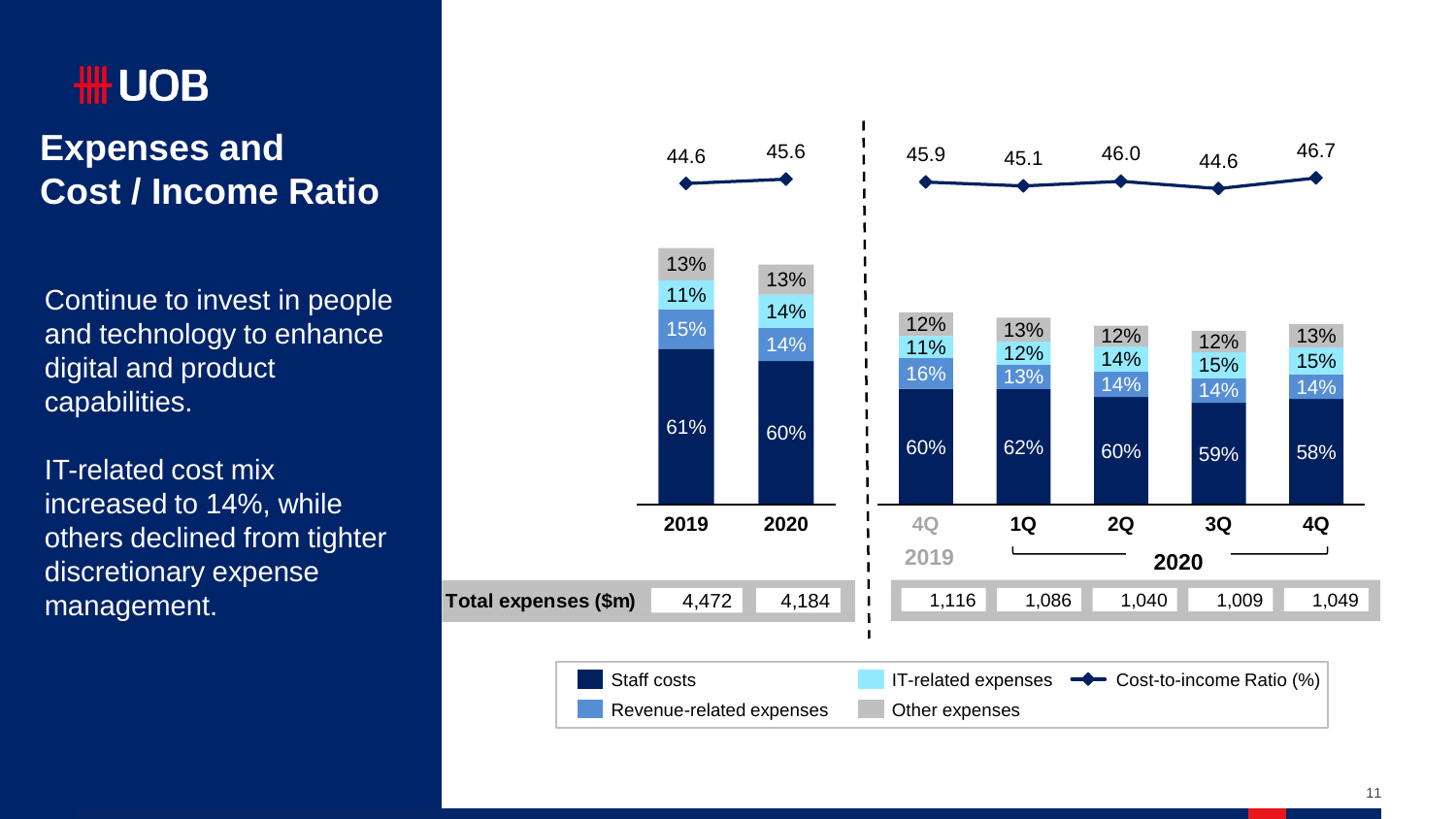# UOB

## Expenses and Cost / Income Ratio

Continue to invest in people and technology to enhance digital and product capabilities.

IT-related cost mix increased to 14%, while others declined from tighter discretionary expense management.

| | 2019 | 2020 | 4Q 2019 | 1Q 2020 | 2Q 2020 | 3Q 2020 | 4Q 2020 |
|---|---|---|---|---|---|---|---|
| Cost-to-income Ratio (%) | 44.6 | 45.6 | 45.9 | 45.1 | 46.0 | 44.6 | 46.7 |
| Other expenses | 13% | 13% | 12% | 13% | 12% | 12% | 13% |
| IT-related expenses | 11% | 14% | 11% | 12% | 14% | 15% | 15% |
| Revenue-related expenses | 15% | 14% | 16% | 13% | 14% | 14% | 14% |
| Staff costs | 61% | 60% | 60% | 62% | 60% | 59% | 58% |
| Total expenses ($m) | 4,472 | 4,184 | 1,116 | 1,086 | 1,040 | 1,009 | 1,049 |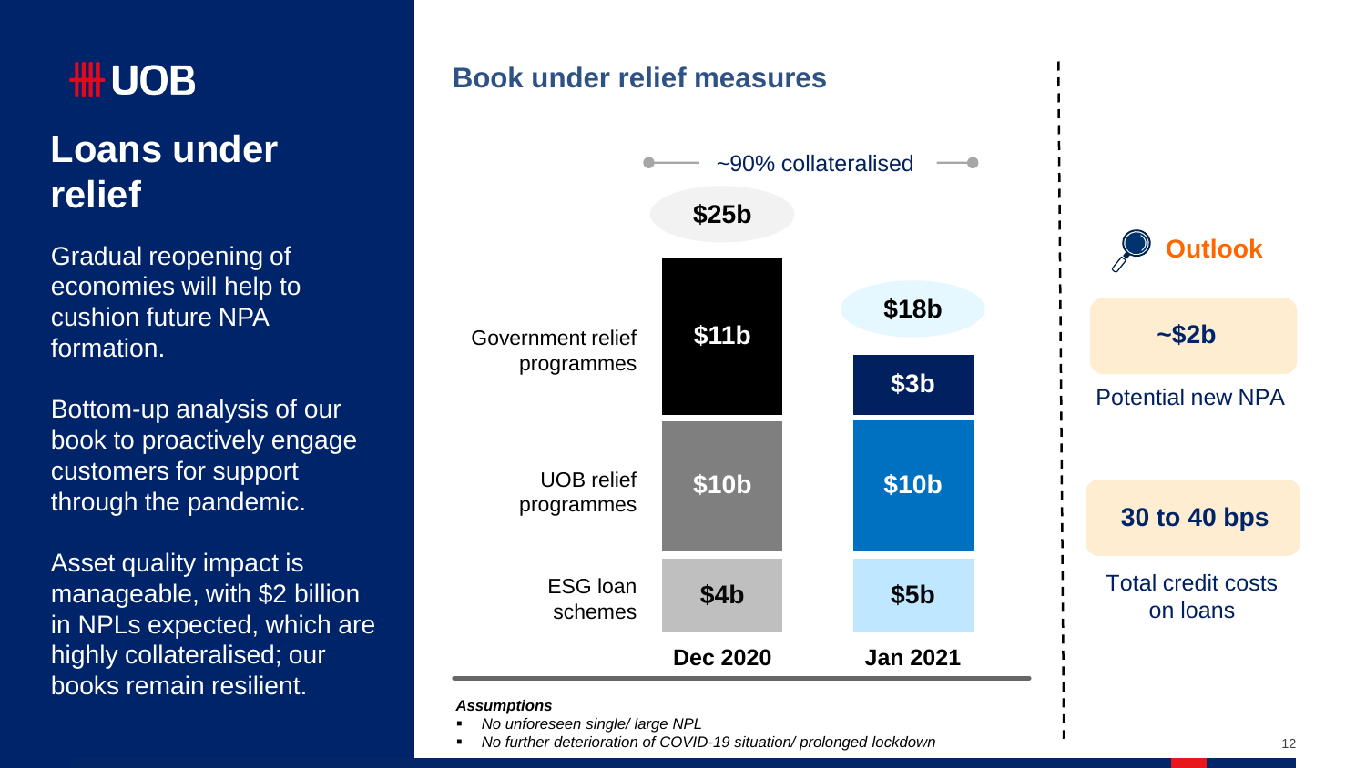UOB

# Loans under relief

Gradual reopening of economies will help to cushion future NPA formation.

Bottom-up analysis of our book to proactively engage customers for support through the pandemic.

Asset quality impact is manageable, with $2 billion in NPLs expected, which are highly collateralised; our books remain resilient.

## Book under relief measures

~90% collateralised

| | Dec 2020 | Jan 2021 |
|---|---|---|
| Government relief programmes | $11b | $3b |
| UOB relief programmes | $10b | $10b |
| ESG loan schemes | $4b | $5b |
| **Total** | **$25b** | **$18b** |

## Outlook

**~$2b**

Potential new NPA

**30 to 40 bps**

Total credit costs on loans

***Assumptions***

- *No unforeseen single/ large NPL*
- *No further deterioration of COVID-19 situation/ prolonged lockdown*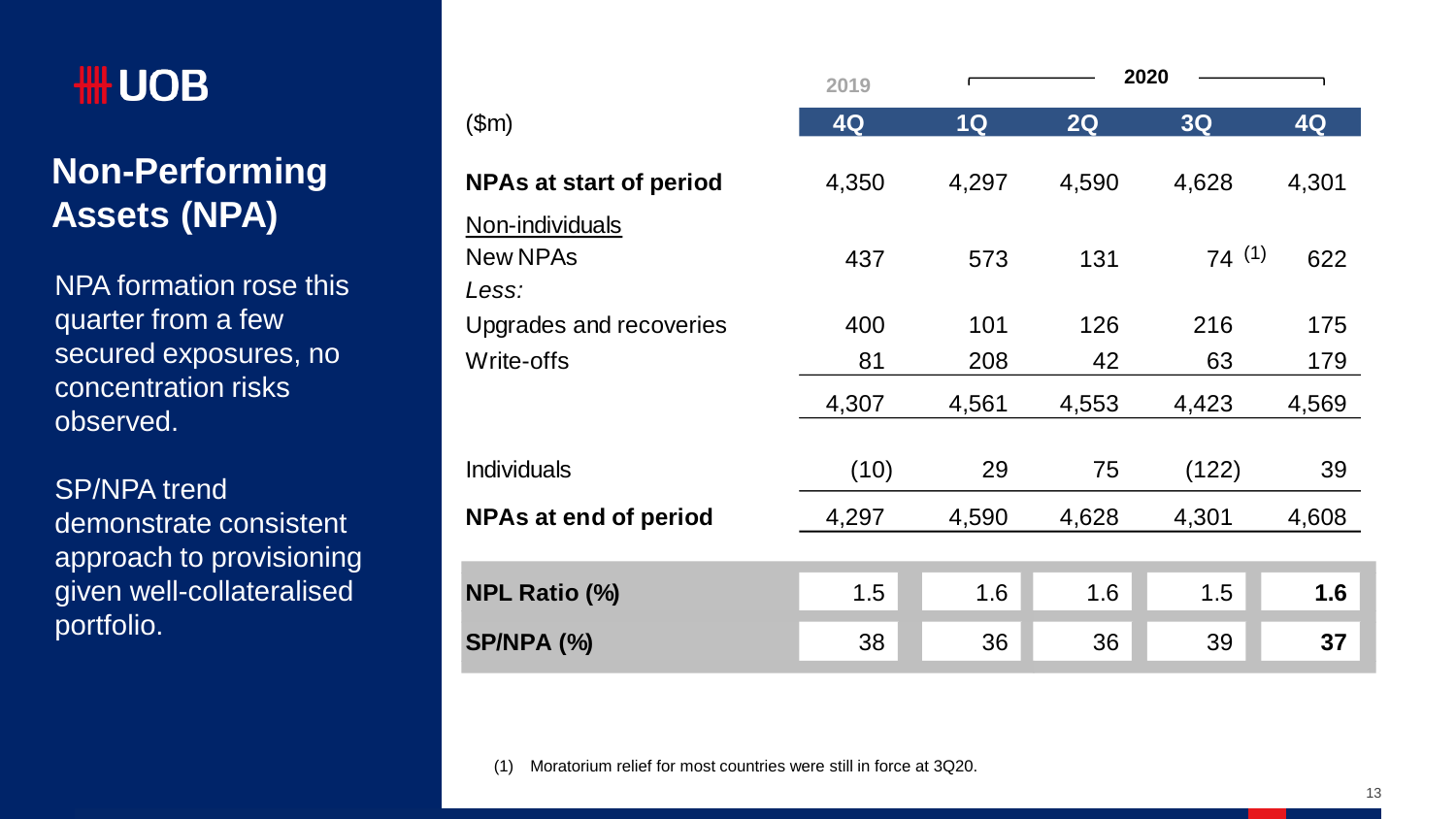# UOB

## Non-Performing Assets (NPA)

NPA formation rose this quarter from a few secured exposures, no concentration risks observed.

SP/NPA trend demonstrate consistent approach to provisioning given well-collateralised portfolio.

| ($m) | 2019 | 2020 | | | |
|---|---|---|---|---|---|
| | 4Q | 1Q | 2Q | 3Q | 4Q |
| **NPAs at start of period** | 4,350 | 4,297 | 4,590 | 4,628 | 4,301 |
| Non-individuals | | | | | |
| New NPAs | 437 | 573 | 131 | 74 [1] | 622 |
| *Less:* | | | | | |
| Upgrades and recoveries | 400 | 101 | 126 | 216 | 175 |
| Write-offs | 81 | 208 | 42 | 63 | 179 |
| | 4,307 | 4,561 | 4,553 | 4,423 | 4,569 |
| Individuals | (10) | 29 | 75 | (122) | 39 |
| **NPAs at end of period** | 4,297 | 4,590 | 4,628 | 4,301 | 4,608 |
| **NPL Ratio (%)** | 1.5 | 1.6 | 1.6 | 1.5 | **1.6** |
| **SP/NPA (%)** | 38 | 36 | 36 | 39 | **37** |

(1) Moratorium relief for most countries were still in force at 3Q20.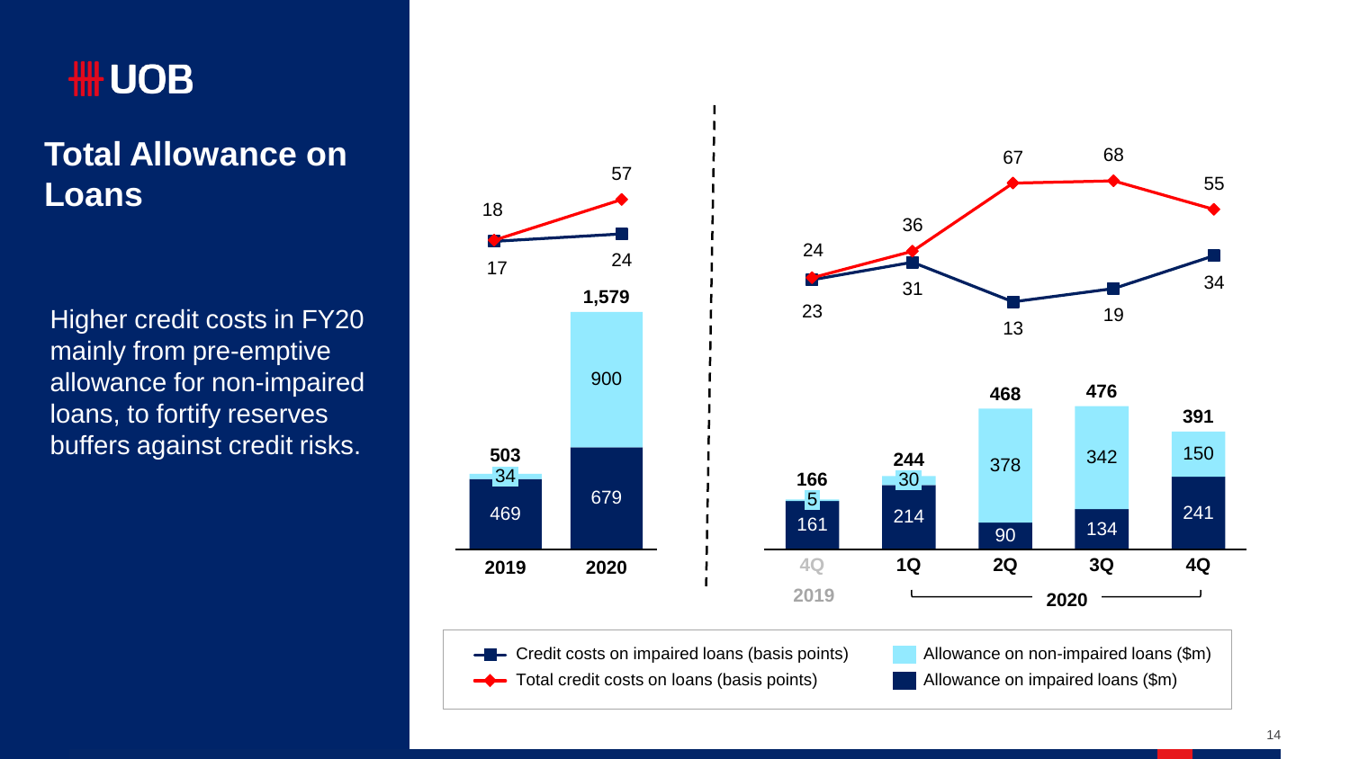# Total Allowance on Loans

Higher credit costs in FY20 mainly from pre-emptive allowance for non-impaired loans, to fortify reserves buffers against credit risks.

| | 2019 | 2020 |
|---|---|---|
| Allowance on impaired loans ($m) | 469 | 679 |
| Allowance on non-impaired loans ($m) | 34 | 900 |
| Total ($m) | 503 | 1,579 |
| Credit costs on impaired loans (basis points) | 17 | 24 |
| Total credit costs on loans (basis points) | 18 | 57 |

| | 4Q 2019 | 1Q 2020 | 2Q 2020 | 3Q 2020 | 4Q 2020 |
|---|---|---|---|---|---|
| Allowance on impaired loans ($m) | 161 | 214 | 90 | 134 | 241 |
| Allowance on non-impaired loans ($m) | 5 | 30 | 378 | 342 | 150 |
| Total ($m) | 166 | 244 | 468 | 476 | 391 |
| Credit costs on impaired loans (basis points) | 23 | 31 | 13 | 19 | 34 |
| Total credit costs on loans (basis points) | 24 | 36 | 67 | 68 | 55 |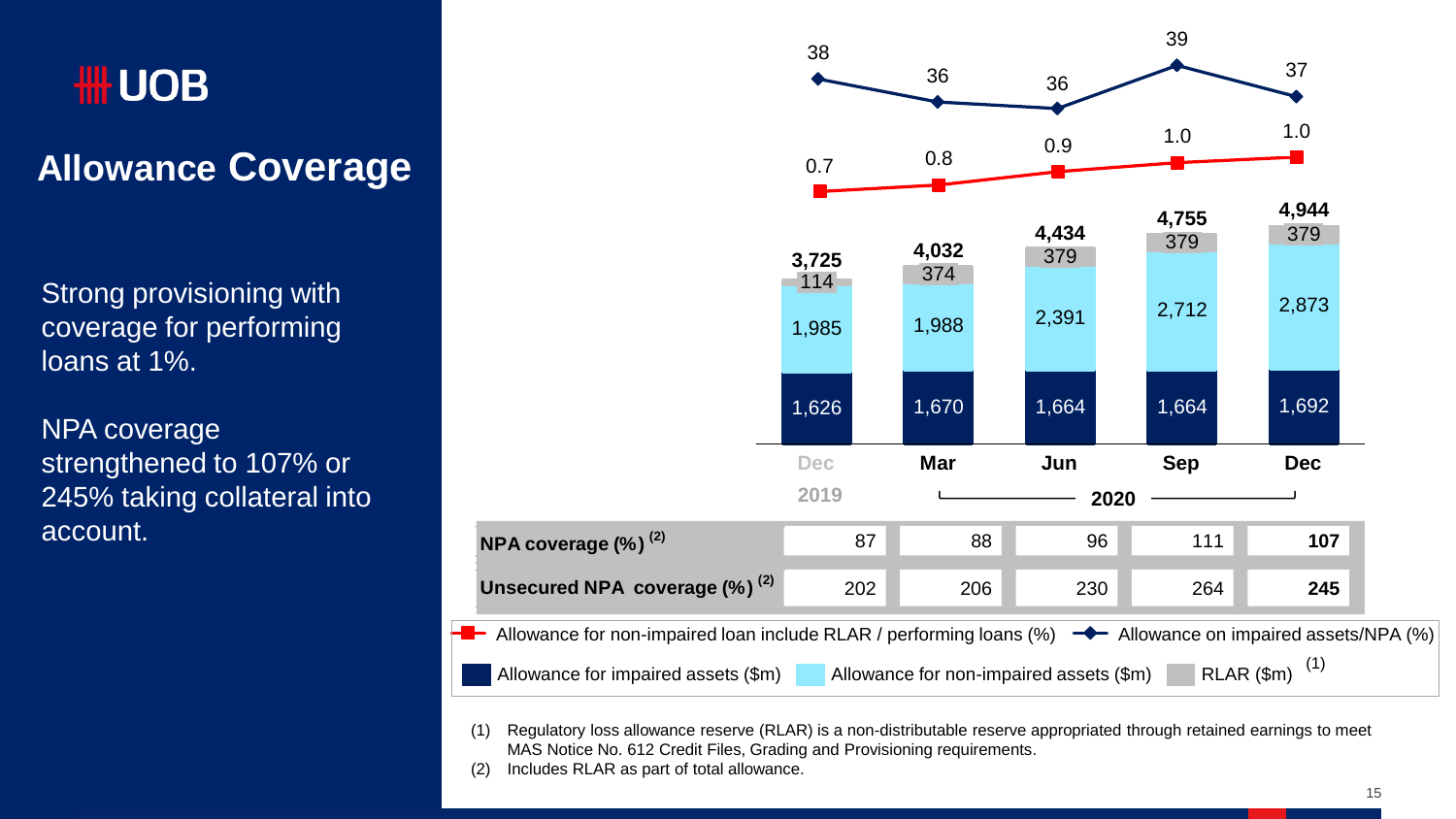# Allowance Coverage

Strong provisioning with coverage for performing loans at 1%.

NPA coverage strengthened to 107% or 245% taking collateral into account.

| | Dec 2019 | Mar 2020 | Jun 2020 | Sep 2020 | Dec 2020 |
|---|---|---|---|---|---|
| Allowance on impaired assets/NPA (%) | 38 | 36 | 36 | 39 | 37 |
| Allowance for non-impaired loan include RLAR / performing loans (%) | 0.7 | 0.8 | 0.9 | 1.0 | 1.0 |
| Total allowance ($m) | 3,725 | 4,032 | 4,434 | 4,755 | 4,944 |
| RLAR ($m) [(1)] | 114 | 374 | 379 | 379 | 379 |
| Allowance for non-impaired assets ($m) | 1,985 | 1,988 | 2,391 | 2,712 | 2,873 |
| Allowance for impaired assets ($m) | 1,626 | 1,670 | 1,664 | 1,664 | 1,692 |
| NPA coverage (%) [(2)] | 87 | 88 | 96 | 111 | **107** |
| Unsecured NPA coverage (%) [(2)] | 202 | 206 | 230 | 264 | **245** |

(1) Regulatory loss allowance reserve (RLAR) is a non-distributable reserve appropriated through retained earnings to meet MAS Notice No. 612 Credit Files, Grading and Provisioning requirements.

(2) Includes RLAR as part of total allowance.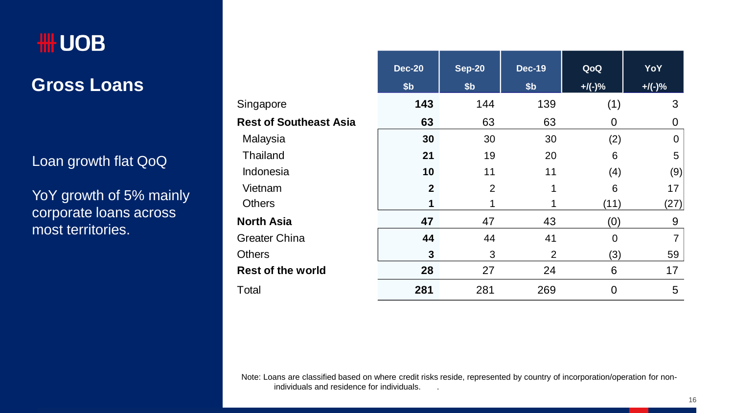UOB

# Gross Loans

Loan growth flat QoQ

YoY growth of 5% mainly corporate loans across most territories.

| | Dec-20 $b | Sep-20 $b | Dec-19 $b | QoQ +/(-)% | YoY +/(-)% |
|---|---|---|---|---|---|
| Singapore | **143** | 144 | 139 | (1) | 3 |
| **Rest of Southeast Asia** | **63** | 63 | 63 | 0 | 0 |
| Malaysia | **30** | 30 | 30 | (2) | 0 |
| Thailand | **21** | 19 | 20 | 6 | 5 |
| Indonesia | **10** | 11 | 11 | (4) | (9) |
| Vietnam | **2** | 2 | 1 | 6 | 17 |
| Others | **1** | 1 | 1 | (11) | (27) |
| **North Asia** | **47** | 47 | 43 | (0) | 9 |
| Greater China | **44** | 44 | 41 | 0 | 7 |
| Others | **3** | 3 | 2 | (3) | 59 |
| **Rest of the world** | **28** | 27 | 24 | 6 | 17 |
| Total | **281** | 281 | 269 | 0 | 5 |

Note: Loans are classified based on where credit risks reside, represented by country of incorporation/operation for non-individuals and residence for individuals.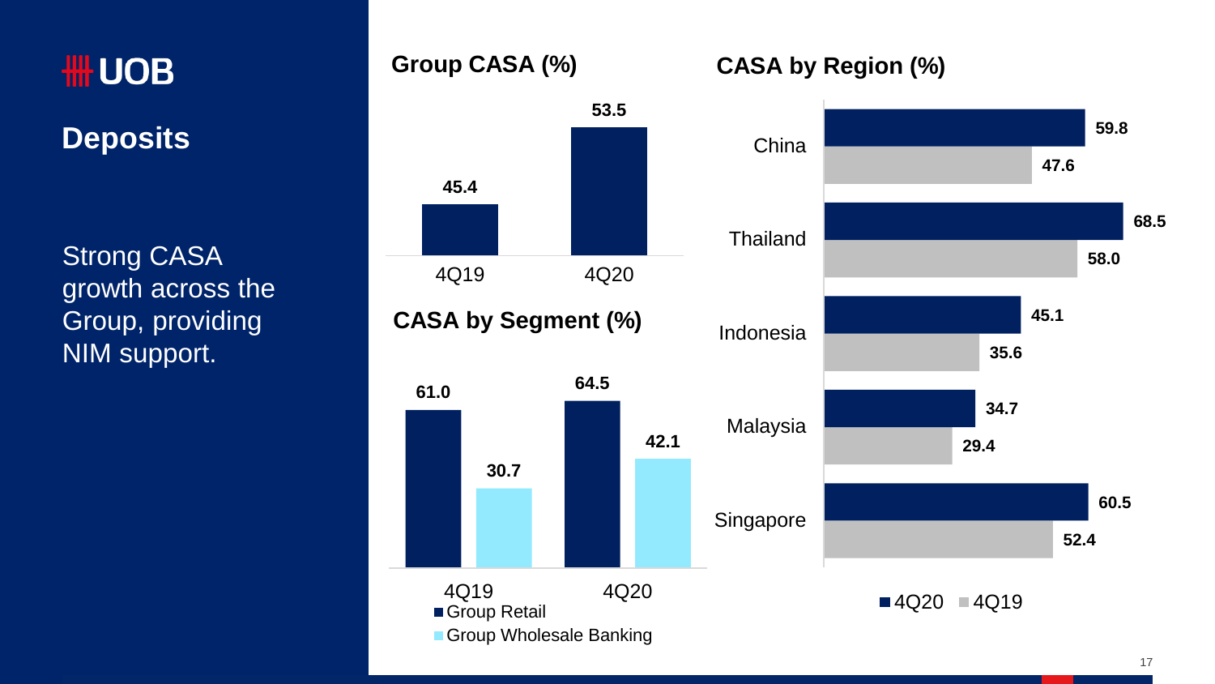# UOB

## Deposits

Strong CASA growth across the Group, providing NIM support.

### Group CASA (%)

| | 4Q19 | 4Q20 |
|---|---|---|
| Group CASA | 45.4 | 53.5 |

### CASA by Segment (%)

| | 4Q19 | 4Q20 |
|---|---|---|
| Group Retail | 61.0 | 64.5 |
| Group Wholesale Banking | 30.7 | 42.1 |

### CASA by Region (%)

| | 4Q20 | 4Q19 |
|---|---|---|
| China | 59.8 | 47.6 |
| Thailand | 68.5 | 58.0 |
| Indonesia | 45.1 | 35.6 |
| Malaysia | 34.7 | 29.4 |
| Singapore | 60.5 | 52.4 |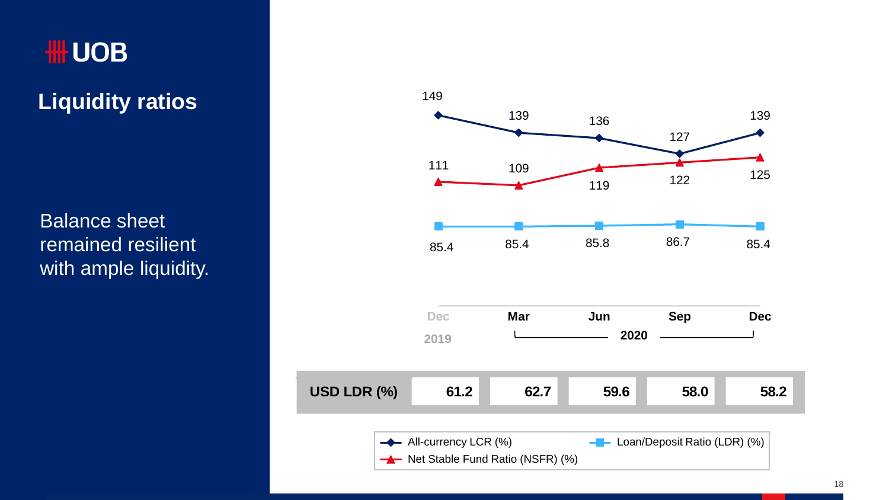# UOB

## Liquidity ratios

Balance sheet remained resilient with ample liquidity.

| | Dec 2019 | Mar 2020 | Jun 2020 | Sep 2020 | Dec 2020 |
|---|---|---|---|---|---|
| All-currency LCR (%) | 149 | 139 | 136 | 127 | 139 |
| Net Stable Fund Ratio (NSFR) (%) | 111 | 109 | 119 | 122 | 125 |
| Loan/Deposit Ratio (LDR) (%) | 85.4 | 85.4 | 85.8 | 86.7 | 85.4 |
| USD LDR (%) | 61.2 | 62.7 | 59.6 | 58.0 | 58.2 |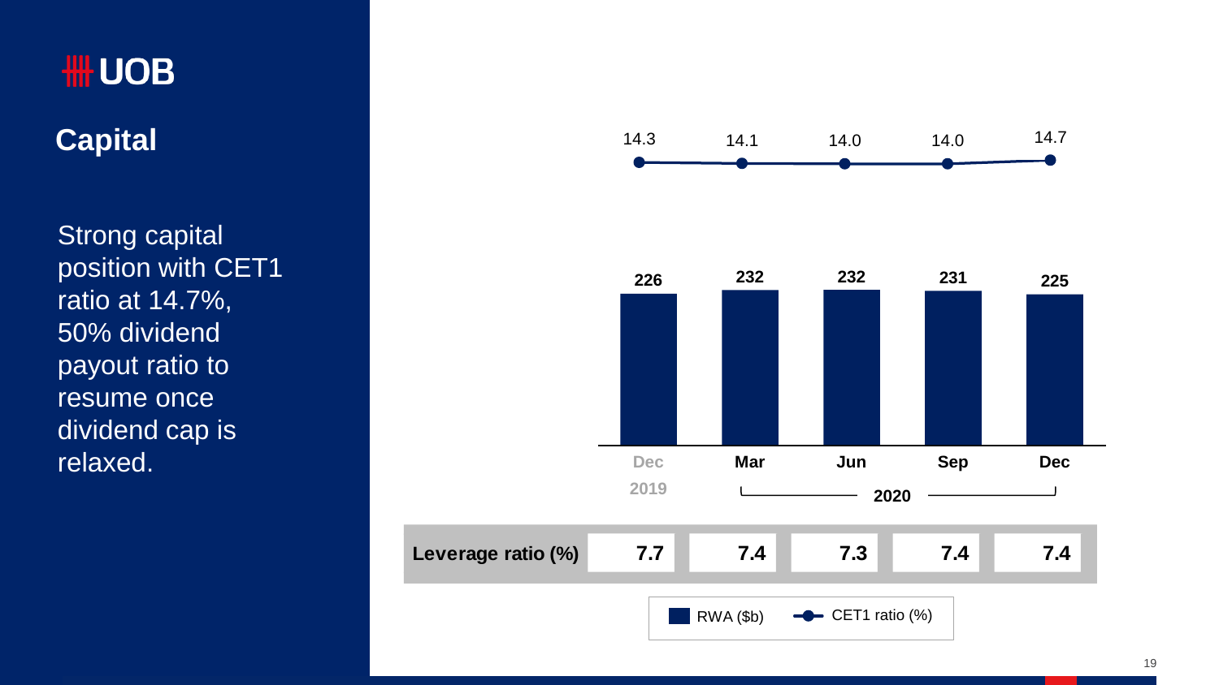# Capital

Strong capital position with CET1 ratio at 14.7%, 50% dividend payout ratio to resume once dividend cap is relaxed.

| | Dec 2019 | Mar 2020 | Jun 2020 | Sep 2020 | Dec 2020 |
|---|---|---|---|---|---|
| CET1 ratio (%) | 14.3 | 14.1 | 14.0 | 14.0 | 14.7 |
| RWA ($b) | 226 | 232 | 232 | 231 | 225 |
| **Leverage ratio (%)** | **7.7** | **7.4** | **7.3** | **7.4** | **7.4** |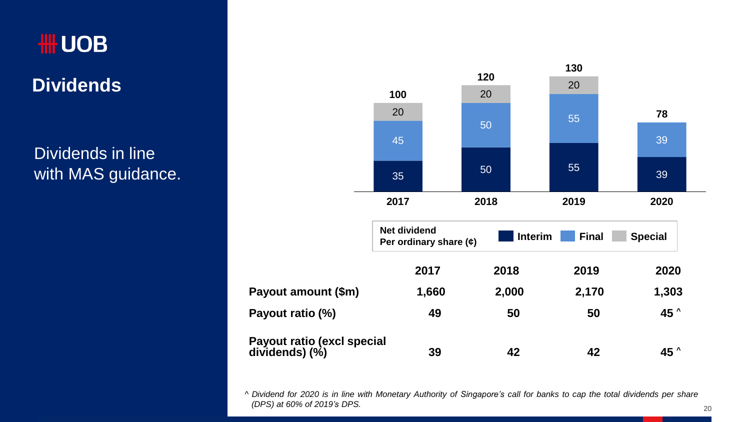# Dividends

Dividends in line with MAS guidance.

**Net dividend Per ordinary share (¢)**

| | 2017 | 2018 | 2019 | 2020 |
|---|---|---|---|---|
| Interim | 35 | 50 | 55 | 39 |
| Final | 45 | 50 | 55 | 39 |
| Special | 20 | 20 | 20 | |
| **Total** | **100** | **120** | **130** | **78** |

| | 2017 | 2018 | 2019 | 2020 |
|---|---|---|---|---|
| **Payout amount ($m)** | **1,660** | **2,000** | **2,170** | **1,303** |
| **Payout ratio (%)** | **49** | **50** | **50** | **45 ^** |
| **Payout ratio (excl special dividends) (%)** | **39** | **42** | **42** | **45 ^** |

*^ Dividend for 2020 is in line with Monetary Authority of Singapore's call for banks to cap the total dividends per share (DPS) at 60% of 2019's DPS.*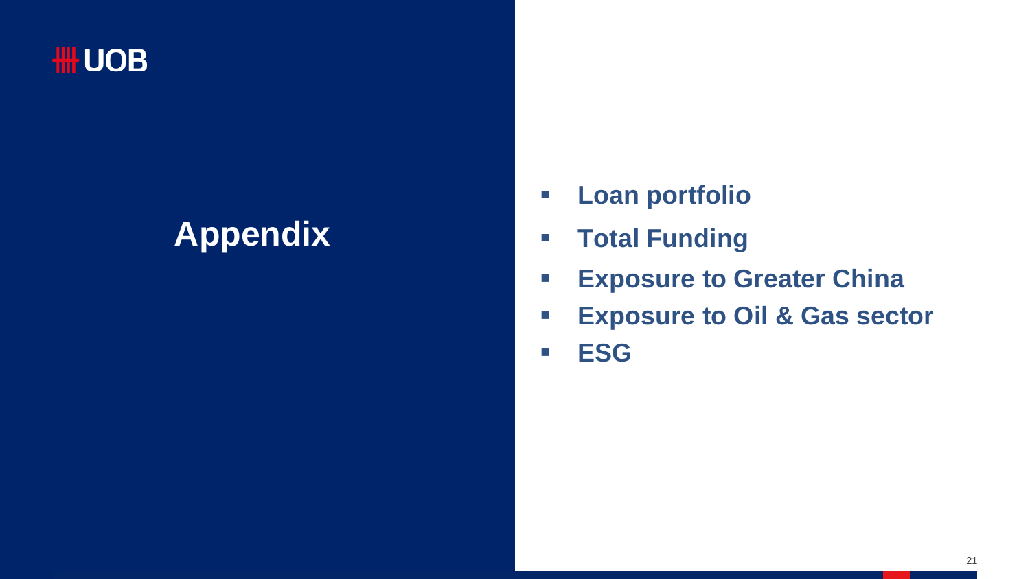# Appendix

- Loan portfolio
- Total Funding
- Exposure to Greater China
- Exposure to Oil & Gas sector
- ESG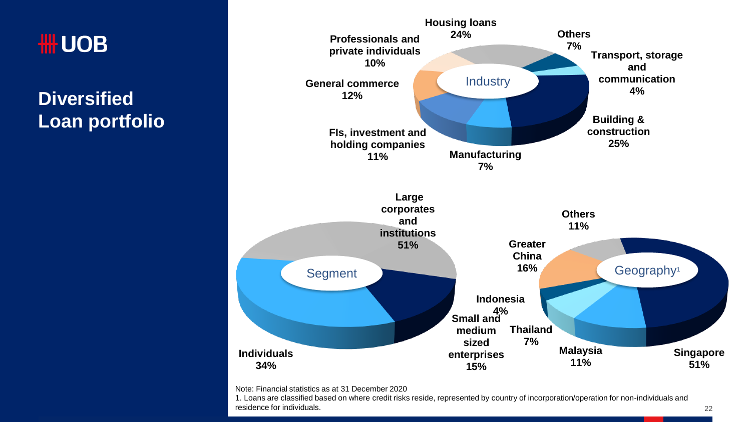# Diversified Loan portfolio

**Industry**

| Industry | % |
|---|---|
| Housing loans | 24% |
| Others | 7% |
| Transport, storage and communication | 4% |
| Building & construction | 25% |
| Manufacturing | 7% |
| FIs, investment and holding companies | 11% |
| General commerce | 12% |
| Professionals and private individuals | 10% |

**Segment**

| Segment | % |
|---|---|
| Large corporates and institutions | 51% |
| Small and medium sized enterprises | 15% |
| Individuals | 34% |

**Geography[1]**

| Geography | % |
|---|---|
| Singapore | 51% |
| Malaysia | 11% |
| Thailand | 7% |
| Indonesia | 4% |
| Greater China | 16% |
| Others | 11% |

Note: Financial statistics as at 31 December 2020

1. Loans are classified based on where credit risks reside, represented by country of incorporation/operation for non-individuals and residence for individuals.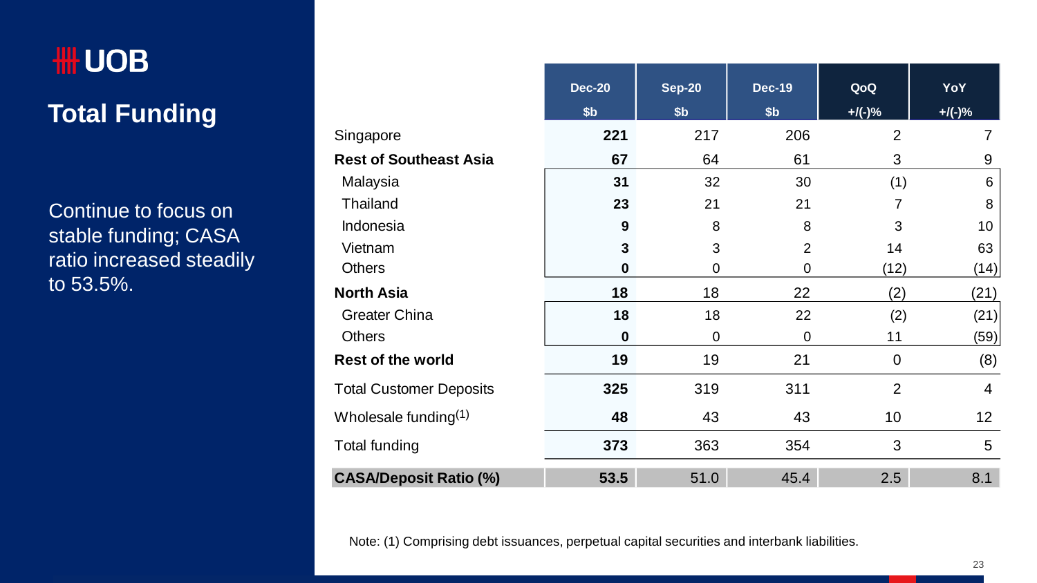UOB

# Total Funding

Continue to focus on stable funding; CASA ratio increased steadily to 53.5%.

| | Dec-20 $b | Sep-20 $b | Dec-19 $b | QoQ +/(-)% | YoY +/(-)% |
|---|---|---|---|---|---|
| Singapore | **221** | 217 | 206 | 2 | 7 |
| **Rest of Southeast Asia** | **67** | 64 | 61 | 3 | 9 |
| Malaysia | **31** | 32 | 30 | (1) | 6 |
| Thailand | **23** | 21 | 21 | 7 | 8 |
| Indonesia | **9** | 8 | 8 | 3 | 10 |
| Vietnam | **3** | 3 | 2 | 14 | 63 |
| Others | **0** | 0 | 0 | (12) | (14) |
| **North Asia** | **18** | 18 | 22 | (2) | (21) |
| Greater China | **18** | 18 | 22 | (2) | (21) |
| Others | **0** | 0 | 0 | 11 | (59) |
| **Rest of the world** | **19** | 19 | 21 | 0 | (8) |
| Total Customer Deposits | **325** | 319 | 311 | 2 | 4 |
| Wholesale funding[1] | **48** | 43 | 43 | 10 | 12 |
| Total funding | **373** | 363 | 354 | 3 | 5 |
| **CASA/Deposit Ratio (%)** | **53.5** | 51.0 | 45.4 | 2.5 | 8.1 |

Note: (1) Comprising debt issuances, perpetual capital securities and interbank liabilities.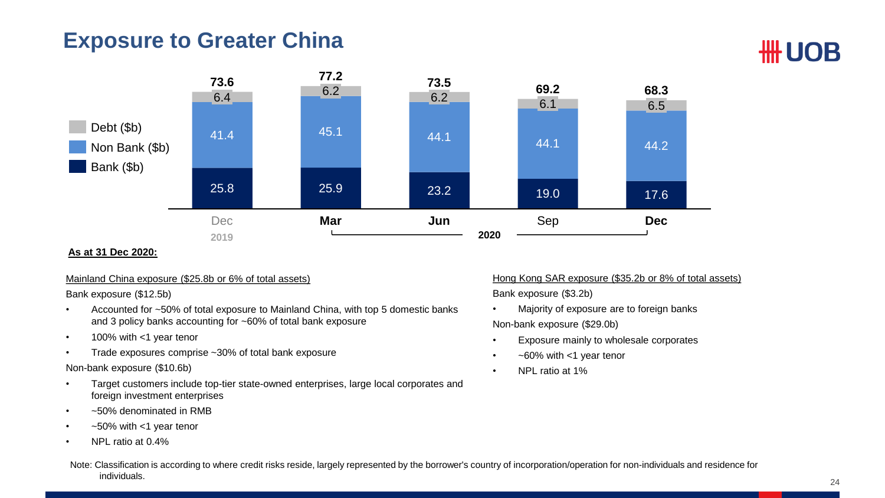# Exposure to Greater China

| | Dec 2019 | Mar 2020 | Jun 2020 | Sep 2020 | Dec 2020 |
|---|---|---|---|---|---|
| Debt ($b) | 6.4 | 6.2 | 6.2 | 6.1 | 6.5 |
| Non Bank ($b) | 41.4 | 45.1 | 44.1 | 44.1 | 44.2 |
| Bank ($b) | 25.8 | 25.9 | 23.2 | 19.0 | 17.6 |
| **Total** | **73.6** | **77.2** | **73.5** | **69.2** | **68.3** |

**As at 31 Dec 2020:**

Mainland China exposure ($25.8b or 6% of total assets)

Bank exposure ($12.5b)

- Accounted for ~50% of total exposure to Mainland China, with top 5 domestic banks and 3 policy banks accounting for ~60% of total bank exposure
- 100% with <1 year tenor
- Trade exposures comprise ~30% of total bank exposure

Non-bank exposure ($10.6b)

- Target customers include top-tier state-owned enterprises, large local corporates and foreign investment enterprises
- ~50% denominated in RMB
- ~50% with <1 year tenor
- NPL ratio at 0.4%

Hong Kong SAR exposure ($35.2b or 8% of total assets)

Bank exposure ($3.2b)

- Majority of exposure are to foreign banks

Non-bank exposure ($29.0b)

- Exposure mainly to wholesale corporates
- ~60% with <1 year tenor
- NPL ratio at 1%

Note: Classification is according to where credit risks reside, largely represented by the borrower's country of incorporation/operation for non-individuals and residence for individuals.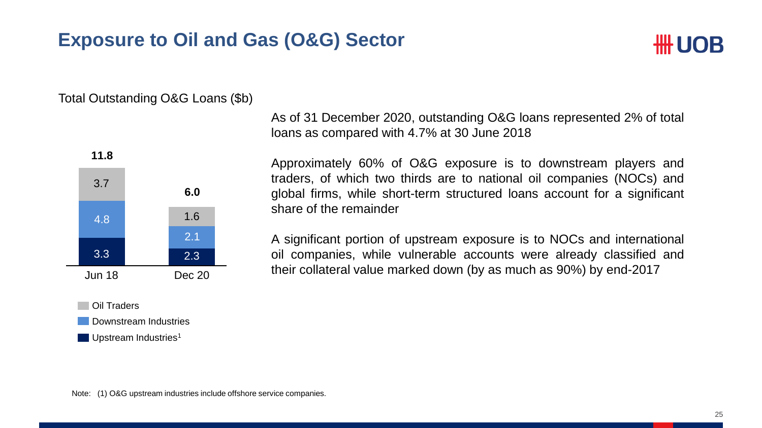# Exposure to Oil and Gas (O&G) Sector

Total Outstanding O&G Loans ($b)

| | Jun 18 | Dec 20 |
|---|---|---|
| Oil Traders | 3.7 | 1.6 |
| Downstream Industries | 4.8 | 2.1 |
| Upstream Industries[1] | 3.3 | 2.3 |
| **Total** | **11.8** | **6.0** |

As of 31 December 2020, outstanding O&G loans represented 2% of total loans as compared with 4.7% at 30 June 2018

Approximately 60% of O&G exposure is to downstream players and traders, of which two thirds are to national oil companies (NOCs) and global firms, while short-term structured loans account for a significant share of the remainder

A significant portion of upstream exposure is to NOCs and international oil companies, while vulnerable accounts were already classified and their collateral value marked down (by as much as 90%) by end-2017

Note: (1) O&G upstream industries include offshore service companies.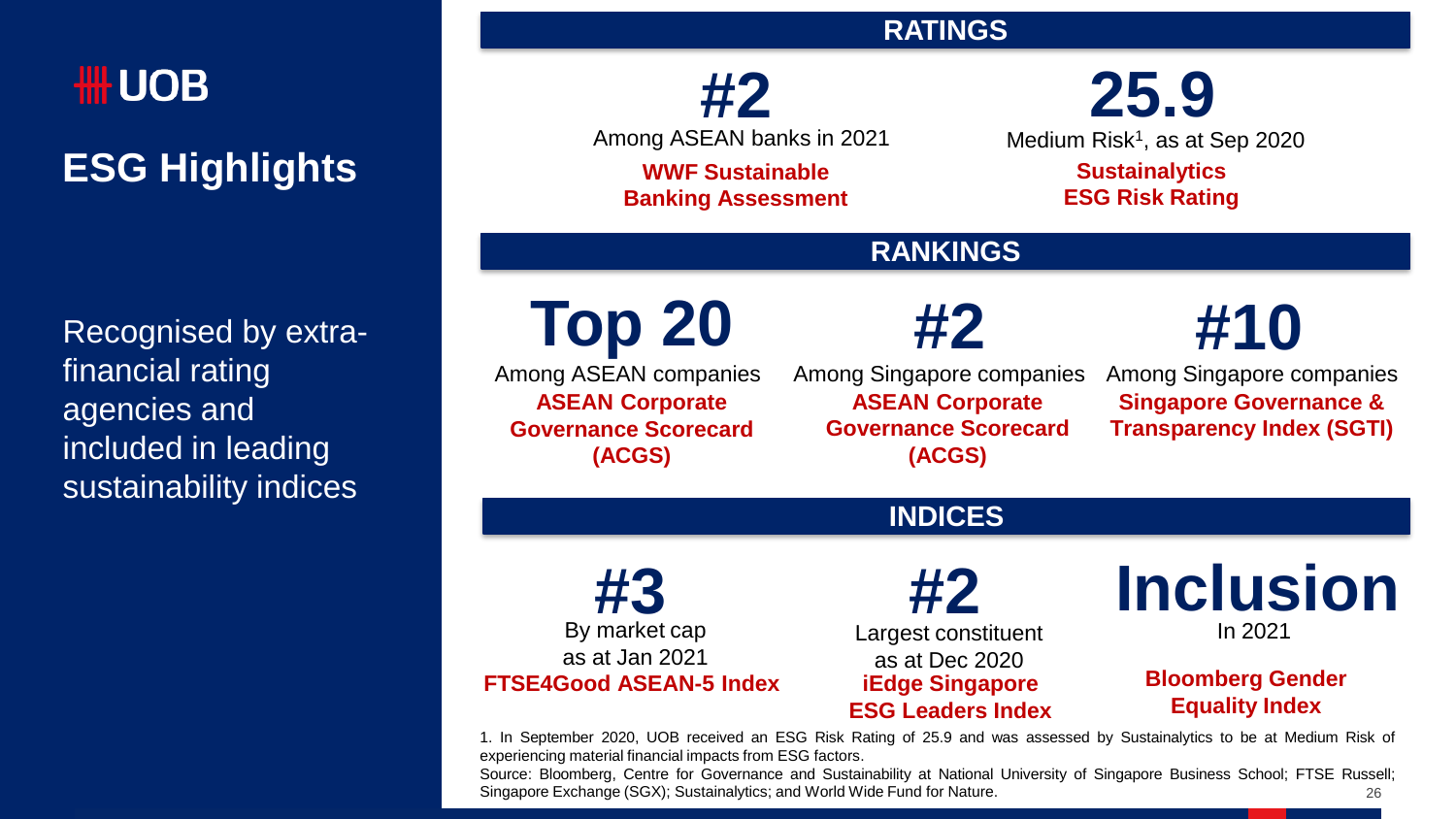# UOB

# ESG Highlights

Recognised by extra-financial rating agencies and included in leading sustainability indices

## RATINGS

**#2**
Among ASEAN banks in 2021
**WWF Sustainable Banking Assessment**

**25.9**
Medium Risk[1], as at Sep 2020
**Sustainalytics ESG Risk Rating**

## RANKINGS

**Top 20**
Among ASEAN companies
**ASEAN Corporate Governance Scorecard (ACGS)**

**#2**
Among Singapore companies
**ASEAN Corporate Governance Scorecard (ACGS)**

**#10**
Among Singapore companies
**Singapore Governance & Transparency Index (SGTI)**

## INDICES

**#3**
By market cap as at Jan 2021
**FTSE4Good ASEAN-5 Index**

**#2**
Largest constituent as at Dec 2020
**iEdge Singapore ESG Leaders Index**

**Inclusion**
In 2021
**Bloomberg Gender Equality Index**

1. In September 2020, UOB received an ESG Risk Rating of 25.9 and was assessed by Sustainalytics to be at Medium Risk of experiencing material financial impacts from ESG factors.

Source: Bloomberg, Centre for Governance and Sustainability at National University of Singapore Business School; FTSE Russell; Singapore Exchange (SGX); Sustainalytics; and World Wide Fund for Nature.